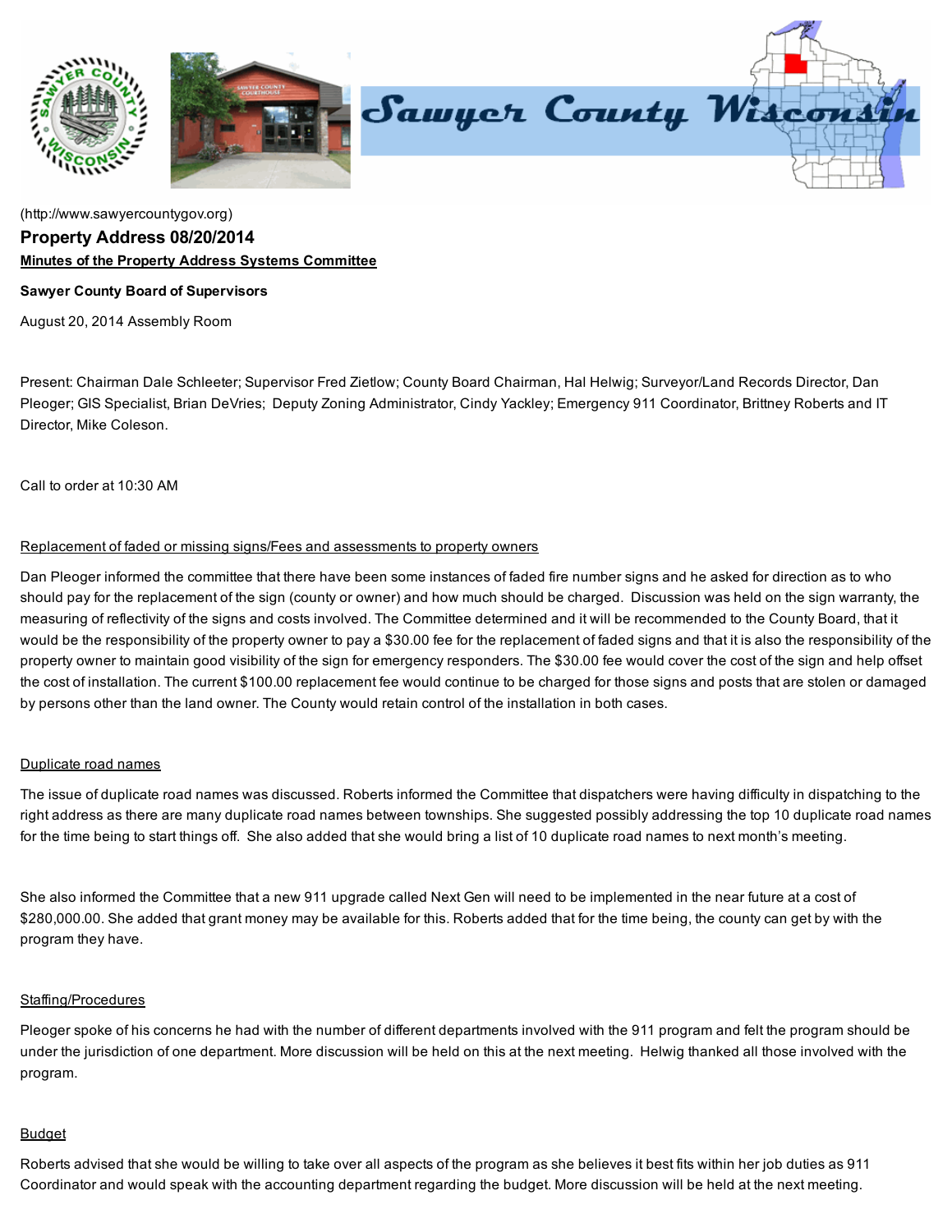(http://www.sawyercountygov.org)

## Property Address 08/20/2014

**Minutes of the Property Address Systems Committee**

**Sawyer County Board of Supervisors**

August 20, 2014 Assembly Room

Present: Chairman Dale Schleeter; Supervisor Fred Zietlow; County Board Chairman, Hal Helwig; Surveyor/Land Records Director, Dan Pleoger; GIS Specialist, Brian DeVries; Deputy Zoning Administrator, Cindy Yackley; Emergency 911 Coordinator, Brittney Roberts and IT Director, Mike Coleson.

Call to order at 10:30 AM

Replacement of faded or missing signs/Fees and assessments to property owners

Dan Pleoger informed the committee that there have been some instances of faded fire number signs and he asked for direction as to who should pay for the replacement of the sign (county or owner) and how much should be charged. Discussion was held on the sign warranty, the measuring of reflectivity of the signs and costs involved. The Committee determined and it will be recommended to the County Board, that it would be the responsibility of the property owner to pay a $30.00 fee for the replacement of faded signs and that it is also the responsibility of the property owner to maintain good visibility of the sign for emergency responders. The $30.00 fee would cover the cost of the sign and help offset the cost of installation. The current $100.00 replacement fee would continue to be charged for those signs and posts that are stolen or damaged by persons other than the land owner. The County would retain control of the installation in both cases.

Duplicate road names

The issue of duplicate road names was discussed. Roberts informed the Committee that dispatchers were having difficulty in dispatching to the right address as there are many duplicate road names between townships. She suggested possibly addressing the top 10 duplicate road names for the time being to start things off. She also added that she would bring a list of 10 duplicate road names to next month's meeting.

She also informed the Committee that a new 911 upgrade called Next Gen will need to be implemented in the near future at a cost of $280,000.00. She added that grant money may be available for this. Roberts added that for the time being, the county can get by with the program they have.

Staffing/Procedures

Pleoger spoke of his concerns he had with the number of different departments involved with the 911 program and felt the program should be under the jurisdiction of one department. More discussion will be held on this at the next meeting. Helwig thanked all those involved with the program.

Budget

Roberts advised that she would be willing to take over all aspects of the program as she believes it best fits within her job duties as 911 Coordinator and would speak with the accounting department regarding the budget. More discussion will be held at the next meeting.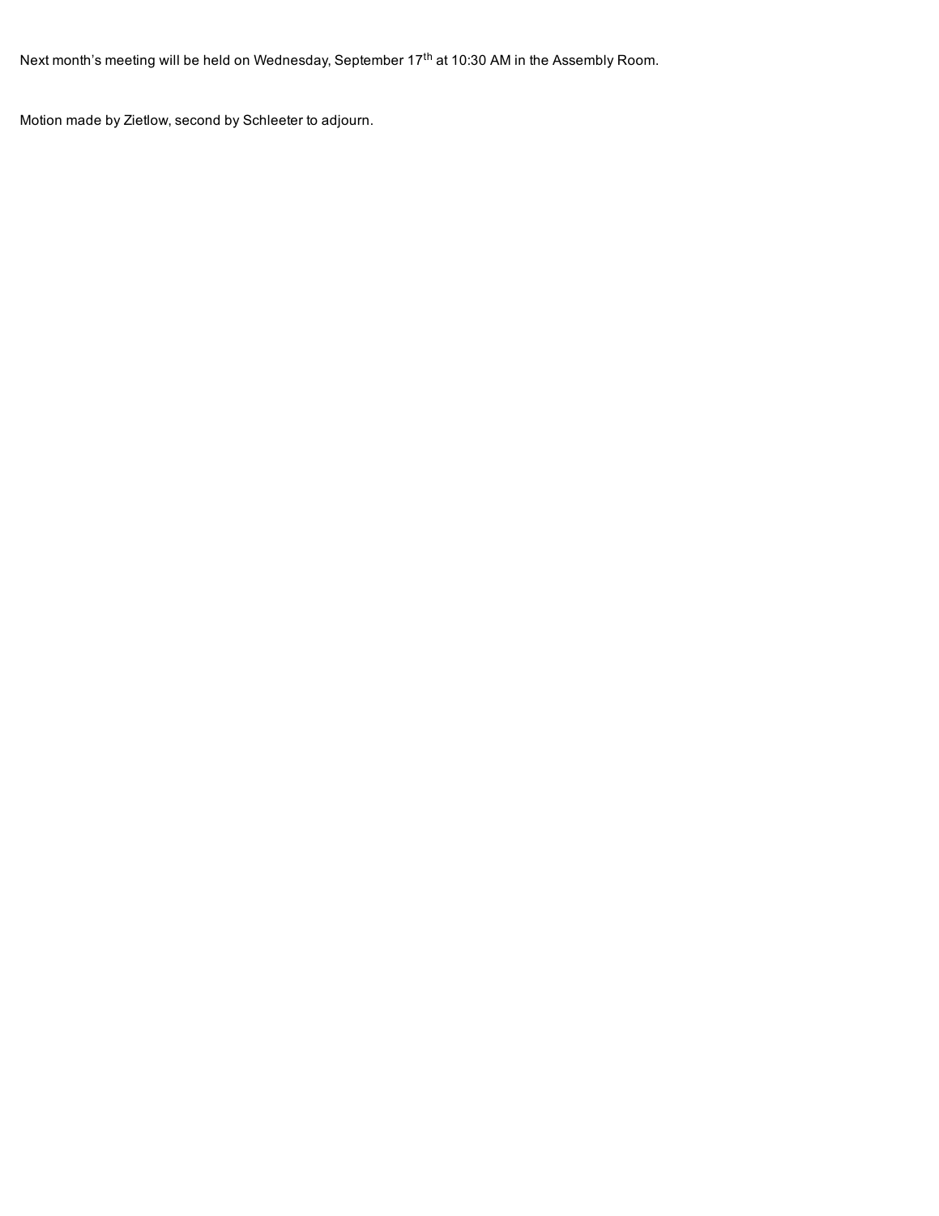Next month's meeting will be held on Wednesday, September 17th at 10:30 AM in the Assembly Room.

Motion made by Zietlow, second by Schleeter to adjourn.